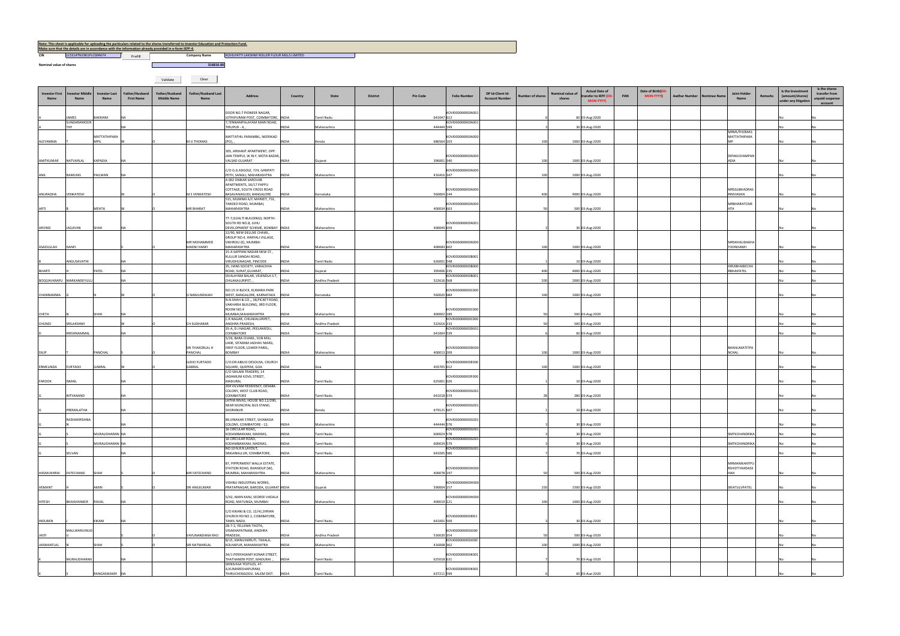**Note: This sheet is applicable for uploading the particulars related to the shares transferred to Investor Education and Protection Fund.**
**Make sure that the details are in accordance with the information already provided in e-form IEPF-4.**

CIN: L15314TN1961PLC004674 | Prefill | Company Name: KOVILPATTI LAKSHMI ROLLER FLOUR MILLS LIMITED

Nominal value of shares: 316810.00

Validate | Clear

| Investor First Name | Investor Middle Name | Investor Last Name | Father/Husband First Name | Father/Husband Middle Name | Father/Husband Last Name | Address | Country | State | District | Pin Code | Folio Number | DP Id-Client Id-Account Number | Number of shares | Nominal value of shares | Actual Date of transfer to IEPF (DD-MON-YYYY) | PAN | Date of Birth(DD-MON-YYYY) | Aadhar Number | Nominee Name | Joint Holder Name | Remarks | Is the Investment (amount/shares) under any litigation | Is the shares transfer from unpaid suspense account |
|---|---|---|---|---|---|---|---|---|---|---|---|---|---|---|---|---|---|---|---|---|---|---|---|
| A | JAMES | BAKKIAM | NA | | | DOOR NO.7 PIONEER NAGAR, JOTHIPURAM POST, COIMBATORE, | INDIA | Tamil Nadu | | 641047 | KOVI000000000A001612 | | 6 | 60 | 03-Aug-2020 | | | | | | | No | No |
| A | SUNDARAMOORTHY | | NA | | | 7,TENNAMPALAYAM MAIN ROAD, TIRUPUR - 4, , | INDIA | Maharashtra | | 444444 | KOVI000000000A001599 | | 3 | 30 | 03-Aug-2020 | | | | | | | No | No |
| ALEYAMMA | T | MATTATHIPARAMPIL | W | O | M U THOMAS | MATTATHIL PARAMBIL, NEERIKAD (PO), , | INDIA | Kerala | | 686564 | KOVI000000000A000103 | | 100 | 1000 | 03-Aug-2020 | | | | | MRMUTHOMAS MATTATHIPARAMP | | No | No |
| AMITKUMAR | NATVARLAL | KAPADIA | NA | | | 305, ARIHANT APARTMENT, OPP. JAIN TEMPLE, W.RLY, MOTA BAZAR, VALSAD GUJARAT | INDIA | Gujarat | | 396001 | KOVI000000000A000340 | | 100 | 1000 | 03-Aug-2020 | | | | | DIPAKJCHAMPANADIA | | No | No |
| ANIL | RAMLING | PAILWAN | NA | | | C/O G.G.ADGOLE, 724, GANPATI PETH, SANGLI, MAHARASHTRA | INDIA | Maharashtra | | 416416 | KOVI000000000A000347 | | 100 | 1000 | 03-Aug-2020 | | | | | | | No | No |
| ANURADHA | VENKATESH | | W | O | M S VENKATESH | A 002 OMKAR SAROVAR APARTMENTS, 36/17 PAPPU COTTAGE, SOUTH CROSS ROAD BASAVANAGUDI, BANGALORE | INDIA | Karnataka | | 560004 | KOVI000000000A000144 | | 400 | 4000 | 03-Aug-2020 | | | | | MRSSUBHADRASRINIVASAN | | No | No |
| ARTI | B | MEHTA | W | O | MR BHARAT | 515, MUMBAI A/C MARKET, 731, TARDEO ROAD, MUMBAI, MAHARASHTRA | INDIA | Maharashtra | | 400034 | KOVI000000000A000603 | | 50 | 500 | 03-Aug-2020 | | | | | MRBHARATCMEHTA | | No | No |
| ARVIND | JAGJIVAN | SHAH | NA | | | 77-7,GUALTI BUILDINGS, NORTH-SOUTH RD NO.8, JUHU DEVELOPMENT SCHEME, BOMBAY | INDIA | Maharashtra | | 400049 | KOVI000000000A001659 | | 3 | 30 | 03-Aug-2020 | | | | | | | No | No |
| ASADULLAH | HANFI | | S | O | MR MOHAMMED MADNI HANFI | 12/90, NEW DELUXE CHAWL, GROUP NO.4, HARIYALI VILLAGE, VIKHROLI (E), MUMBAI MAHARASHTRA | INDIA | Maharashtra | | 400083 | KOVI000000000A000602 | | 100 | 1000 | 03-Aug-2020 | | | | | MRSKHALIDAKHATOONHANFI | | No | No |
| B | ANGUSAVATHI | | NA | | | 15-A SAPPANI NADAR NEW ST., KULLUR SANDAI ROAD, VIRUDHUNAGAR, PINCODE | INDIA | Tamil Nadu | | 626001 | KOVI000000000B001548 | | 1 | 10 | 03-Aug-2020 | | | | | | | No | No |
| BHARTI | H | PATEL | NA | | | 35, HANS SOCIETY, VARACHHA ROAD, SURAT,GUJARAT, | INDIA | Gujarat | | 395006 | KOVI000000000B000235 | | 400 | 4000 | 03-Aug-2020 | | | | | HIRJIBHAIBECHARBHAIPATEL | | No | No |
| BOGGAVARAPU | MARKANDEYULU | | NA | | | SIVALAYAM BALAR, VEJENDLA S.T, CHILAKALURIPET, , | INDIA | Andhra Pradesh | | 522616 | KOVI000000000B001568 | | 200 | 2000 | 03-Aug-2020 | | | | | | | No | No |
| CHANNAMMA | G | N | W | O | G NANJUNDAIAH | NO.15 III BLOCK, KUMARA PARK WEST, BANGALORE, KARNATAKA | INDIA | Karnataka | | 560020 | KOVI000000000C000084 | | 100 | 1000 | 03-Aug-2020 | | | | | | | No | No |
| CHETA | N | SHAH | NA | | | N.N.SHAH & CO.,, 38,PICKET ROAD, VAKHARIA BUILDING, 3RD FLOOR, ROOM NO.4 MUMBAI,MAHARASHTRA | INDIA | Maharashtra | | 400002 | KOVI000000000C000189 | | 50 | 500 | 03-Aug-2020 | | | | | | | No | No |
| CHUNDI | SRILAKSHMI | | W | O | CH SUDHAKAR | C.R.NAGAR, CHILAKALURIPET, ANDHRA PRADESH, | INDIA | Andhra Pradesh | | 522616 | KOVI000000000C000233 | | 50 | 500 | 03-Aug-2020 | | | | | | | No | No |
| D | KRISHNAMMAL | | NA | | | 35-A, B J NAGAR, PEELAMEDU, COIMBATORE | INDIA | Tamil Nadu | | 641004 | KOVI000000000D001539 | | 6 | 60 | 03-Aug-2020 | | | | | | | No | No |
| DILIP | T | PANCHAL | S | O | SRI THAKORLAL H PANCHAL | 5/26, BARA CHAWL, SUN MILL LANE, SITARAM JADHAV MARG, FIRST FLOOR, LOWER PAREL, BOMBAY | INDIA | Maharashtra | | 400013 | KOVI000000000D000209 | | 100 | 1000 | 03-Aug-2020 | | | | | BHANUMATITPANCHAL | | No | No |
| ERMELINDA | FURTADO | GABRAL | W | O | JUDICI FURTADO GABRAL | C/O.DR.ABILIO DESOUSA, CHURCH SQUARE, QUEPEM, GOA | INDIA | Goa | | 403705 | KOVI000000000E000012 | | 100 | 1000 | 03-Aug-2020 | | | | | | | No | No |
| FAROOK | ISMAIL | | NA | | | C/O SAILANI TRADERS, 14 JADAMUNI KOVIL STREET, MADURAI, | INDIA | Tamil Nadu | | 625001 | KOVI000000000F000026 | | 1 | 10 | 03-Aug-2020 | | | | | | | No | No |
| G | NITYANAND | | NA | | | 204 VILVAM RESIDENCY, DESABA COLONY, WEST CLUB ROAD, COIMBATORE | INDIA | Tamil Nadu | | 641018 | KOVI000000000G001574 | | 28 | 280 | 03-Aug-2020 | | | | | | | No | No |
| G | PREMALATHA | | NA | | | LATHA NIVAS, HOUSE NO.12/390, NEAR MUNCIPAL BUS STAND, SHORANUR | INDIA | Kerala | | 679121 | KOVI000000000G001607 | | 1 | 10 | 03-Aug-2020 | | | | | | | No | No |
| G | RADHAKRISHNAN | | NA | | | 89,VINAKAR STREET, SIVANADA COLONY, COIMBATORE - 12, | INDIA | Maharashtra | | 444444 | KOVI000000000G001576 | | 3 | 30 | 03-Aug-2020 | | | | | | | No | No |
| G | S | MURALIDHARAN | NA | | | 16 CIRCULAR ROAD, KODAMBAKKAM, MADRAS, | INDIA | Tamil Nadu | | 600024 | KOVI000000000G001578 | | 3 | 30 | 03-Aug-2020 | | | | | SMTKCHANDRIKA | | No | No |
| G | S | MURALIDHARAN | NA | | | 16 CIRCULAR ROAD, KODAMBAKKAM, MADRAS, | INDIA | Tamil Nadu | | 600024 | KOVI000000000G001579 | | 3 | 30 | 03-Aug-2020 | | | | | SMTKCHANDRIKA | | No | No |
| G | SELVAN | | NA | | | NO.10 N.R.R.LAYOUT, SINGANALLUR, COIMBATORE, | INDIA | Tamil Nadu | | 641005 | KOVI000000000G001580 | | 7 | 70 | 03-Aug-2020 | | | | | | | No | No |
| HASMUKHRAI | FATECHAND | SHAH | S | O | MR FATECHAND | 87, PIPPERMENT WALLA ESTATE, STATION ROAD, BHANDUP (W), MUMBAI, MAHARASHTRA | INDIA | Maharashtra | | 400078 | KOVI000000000H000197 | | 50 | 500 | 03-Aug-2020 | | | | | MRMANIKANTPURSHOTTAMDASSHAH | | No | No |
| HEMANT | | AMIN | S | O | SRI ANILKUMAR | VISHNU INDUSTRIAL WORKS, PRATAPNAGAR, BARODA, GUJARAT | INDIA | Gujarat | | 390004 | KOVI000000000H000157 | | 150 | 1500 | 03-Aug-2020 | | | | | SRIATULVPATEL | | No | No |
| HITESH | BHAISHANKER | RAVAL | NA | | | 5/42, AMIN KANJ, SEOREE VADALA ROAD, MATUNGA, MUMBAI | INDIA | Maharashtra | | 400019 | KOVI000000000H000121 | | 100 | 1000 | 03-Aug-2020 | | | | | | | No | No |
| INDUBEN | J | KIKANI | NA | | | C/O KIKANI & CO, 12/41,SYRIAN CHURCH RD NO.1, COIMBATORE, TAMIL NADU. | INDIA | Tamil Nadu | | 641001 | KOVI000000000I001509 | | 3 | 30 | 03-Aug-2020 | | | | | | | No | No |
| JASTI | MALLIKARJUNUDU | | S | O | VAYUNANDANA RAO | 28-7-2, YELLEMA THOTA, VISAKHAPATNAM, ANDHRA PRADESH, | INDIA | Andhra Pradesh | | 530020 | KOVI000000000J000354 | | 50 | 500 | 03-Aug-2020 | | | | | | | No | No |
| JASWANTLAL | N | SHAH | S | O | SRI NATWARLAL | B/15, MANUSMRUTI, TAKALA, KOLHAPUR, MAHARASHTRA | INDIA | Maharashtra | | 416008 | KOVI000000000J000362 | | 100 | 1000 | 03-Aug-2020 | | | | | | | No | No |
| K | MURALIDHARAN | | NA | | | 34/1 PERIYASAMY KONAR STREET, THATHANERI POST, MADURAI , | INDIA | Tamil Nadu | | 625018 | KOVI000000000K001631 | | 7 | 70 | 03-Aug-2020 | | | | | | | No | No |
| K | S | RANGASWAMY | NA | | | SRINIVASA TEXTILES, 47-A,KUMARESHAPURAM, THIRUCHENGODU. SALEM DIST. | INDIA | Tamil Nadu | | 637211 | KOVI000000000K001599 | | 6 | 60 | 03-Aug-2020 | | | | | | | No | No |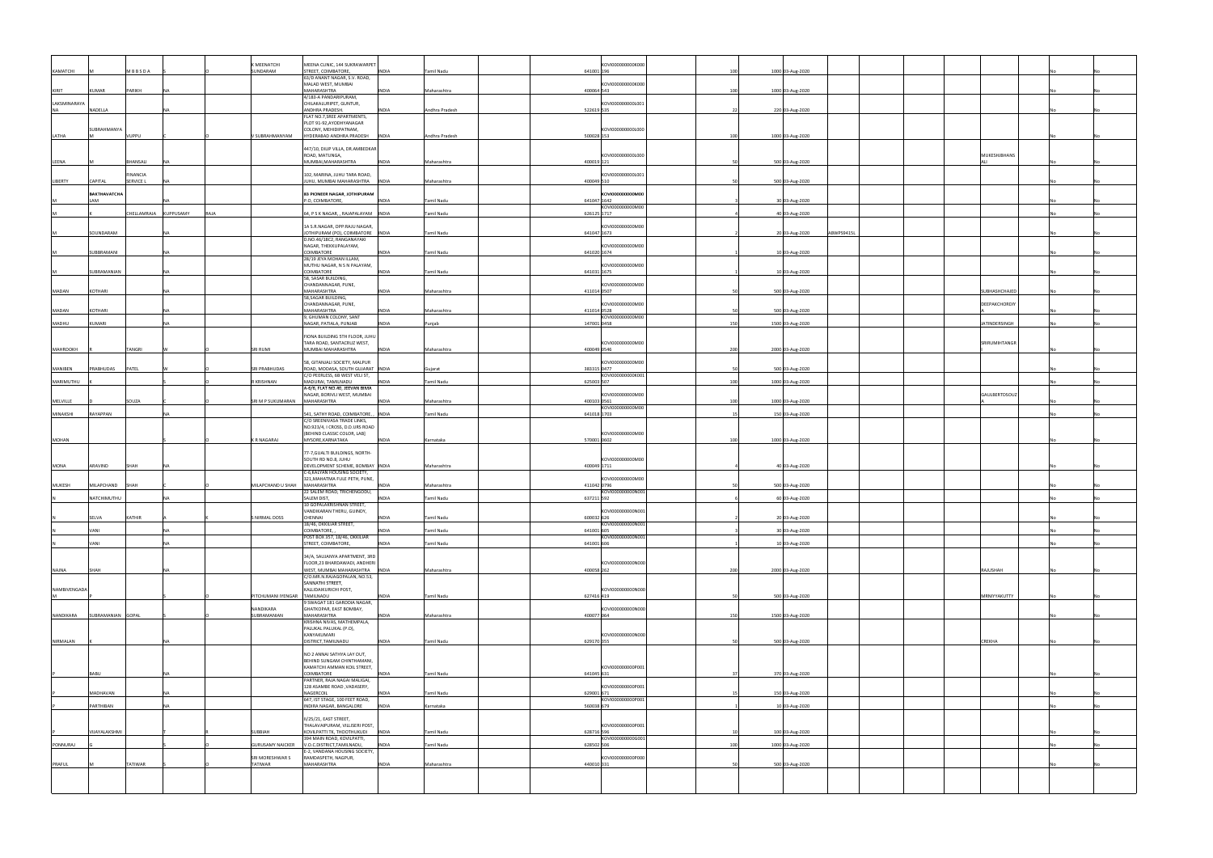| | | | | | | | | | | | | | | | | | | | | | | |
|---|---|---|---|---|---|---|---|---|---|---|---|---|---|---|---|---|---|---|---|---|---|---|
| KAMATCHI | M | M B B S D A | | | O | K MEENATCHI SUNDARAM | MEENA CLINIC, 144 SUKRAWARPET STREET, COIMBATORE, | INDIA | Tamil Nadu | | 641001 | 196 | KOVI000000000K000 | 100 | 1000 | 03-Aug-2020 | | | | | | No | No |
| KIRIT | KUMAR | PARIKH | NA | | | | 63/D ANANT NAGAR, S.V. ROAD, MALAD WEST, MUMBAI MAHARASHTRA | INDIA | Maharashtra | | 400064 | 543 | KOVI000000000K000 | 100 | 1000 | 03-Aug-2020 | | | | | | No | No |
| LAKSHMINARAYA NA | NADELLA | | NA | | | | 4/183-A PANDARIPURAM, CHILAKALURIPET, GUNTUR, ANDHRA PRADESH, | INDIA | Andhra Pradesh | | 522619 | 535 | KOVI000000000L001 | 22 | 220 | 03-Aug-2020 | | | | | | No | No |
| LATHA | SUBRAHMANYA M | VUPPU | | C | O | V SUBRAHMANYAM | FLAT NO.7,SREE APARTMENTS, PLOT 91-92,AYODHYANAGAR COLONY, MEHIDIPATNAM, HYDERABAD ANDHRA PRADESH | INDIA | Andhra Pradesh | | 500028 | 153 | KOVI000000000L000 | 100 | 1000 | 03-Aug-2020 | | | | | | No | No |
| LEENA | M | BHANSALI | NA | | | | 447/10, DILIP VILLA, DR.AMBEDKAR ROAD, MATUNGA, MUMBAI,MAHARASHTRA | INDIA | Maharashtra | | 400019 | 121 | KOVI000000000L000 | 50 | 500 | 03-Aug-2020 | | | | MUKESHJBHANS ALI | | No | No |
| LIBERTY | CAPITAL | FINANCIA SERVICE L | NA | | | | 102, MARINA, JUHU TARA ROAD, JUHU, MUMBAI MAHARASHTRA | INDIA | Maharashtra | | 400049 | 510 | KOVI000000000L001 | 50 | 500 | 03-Aug-2020 | | | | | | No | No |
| M | BAKTHAVATCHA LAM | | NA | | | | 83 PIONEER NAGAR, JOTHIPURAM P.O, COIMBATORE, | INDIA | Tamil Nadu | | 641047 | 1642 | KOVI000000000M00 | 3 | 30 | 03-Aug-2020 | | | | | | No | No |
| M | K | CHELLAMRAJA | KUPPUSAMY | RAJA | | | 64, P S K NAGAR, , RAJAPALAYAM | INDIA | Tamil Nadu | | 626125 | 1717 | KOVI000000000M00 | 4 | 40 | 03-Aug-2020 | | | | | | No | No |
| M | SOUNDARAM | | NA | | | | 1A S.R.NAGAR, OPP.RAJU NAGAR, JOTHIPURAM (PO), COIMBATORE | INDIA | Tamil Nadu | | 641047 | 1673 | KOVI000000000M00 | 2 | 20 | 03-Aug-2020 | ABWPS9415L | | | | | No | No |
| M | SUBBIRAMANI | | NA | | | | D.NO.46/18C2, RANGANAYAKI NAGAR, THEKKUPALAYAM, COIMBATORE | INDIA | Tamil Nadu | | 641020 | 1674 | KOVI000000000M00 | 1 | 10 | 03-Aug-2020 | | | | | | No | No |
| M | SUBRAMANIAN | | NA | | | | 28/10 JEYA MOHAN ILLAM, MUTHU NAGAR, N S N PALAYAM, COIMBATORE | INDIA | Tamil Nadu | | 641031 | 1675 | KOVI000000000M00 | 1 | 10 | 03-Aug-2020 | | | | | | No | No |
| MADAN | KOTHARI | | NA | | | | 58, SASAR BUILDING, CHANDANNAGAR, PUNE, MAHARASHTRA | INDIA | Maharashtra | | 411014 | 0507 | KOVI000000000M00 | 50 | 500 | 03-Aug-2020 | | | | SUBHASHCHAJED | | No | No |
| MADAN | KOTHARI | | NA | | | | 58,SAGAR BUILDING, CHANDANNAGAR, PUNE, MAHARASHTRA | INDIA | Maharashtra | | 411014 | 0528 | KOVI000000000M00 | 50 | 500 | 03-Aug-2020 | | | | DEEPAKCHORDIY A | | No | No |
| MADHU | KUMARI | | NA | | | | 9, GHUMAN COLONY, SANT NAGAR, PATIALA, PUNJAB | INDIA | Punjab | | 147001 | 0458 | KOVI000000000M00 | 150 | 1500 | 03-Aug-2020 | | | | JATINDERSINGH | | No | No |
| MAHROOKH | R | TANGRI | W | | O | SRI RUMI | FIONA BUILDING 5TH FLOOR, JUHU TARA ROAD, SANTACRUZ WEST, MUMBAI MAHARASHTRA | INDIA | Maharashtra | | 400049 | 0546 | KOVI000000000M00 | 200 | 2000 | 03-Aug-2020 | | | | SRIRUMIHTANGR I | | No | No |
| MANIBEN | PRABHUDAS | PATEL | W | | O | SRI PRABHUDAS | 58, GITANJALI SOCIETY, MALPUR ROAD, MODASA, SOUTH GUJARAT | INDIA | Gujarat | | 383315 | 0477 | KOVI000000000M00 | 50 | 500 | 03-Aug-2020 | | | | | | No | No |
| MARIMUTHU | K | | | | O | R KRISHNAN | C/O PEERLESS, 68 WEST VELI ST, MADURAI, TAMILNADU | INDIA | Tamil Nadu | | 625001 | 507 | KOVI000000000K001 | 100 | 1000 | 03-Aug-2020 | | | | | | No | No |
| MELVILLE | D | SOUZA | | C | O | SRI M P SUKUMARAN | A-4/6, FLAT NO.40, JEEVAN BIMA NAGAR, BORIVLI WEST, MUMBAI MAHARASHTRA | INDIA | Maharashtra | | 400103 | 0561 | KOVI000000000M00 | 100 | 1000 | 03-Aug-2020 | | | | GAULBERTOSOUZ A | | No | No |
| MINAKSHI | RAYAPPAN | | NA | | | | 541, SATHY ROAD, COIMBATORE, , | INDIA | Tamil Nadu | | 641018 | 1703 | KOVI000000000M00 | 15 | 150 | 03-Aug-2020 | | | | | | No | No |
| MOHAN | | | S | | O | K R NAGARAJ | C/O SREENIVASA TRADE LINKS, NO.923/4, I CROSS, D.D.URS ROAD (BEHIND CLASSIC COLOR, LAB) MYSORE,KARNATAKA | INDIA | Karnataka | | 570001 | 0602 | KOVI000000000M00 | 100 | 1000 | 03-Aug-2020 | | | | | | No | No |
| MONA | ARAVIND | SHAH | NA | | | | 77-7,GULALTI BUILDINGS, NORTH-SOUTH RD NO.8, JUHU DEVELOPMENT SCHEME, BOMBAY | INDIA | Maharashtra | | 400049 | 1711 | KOVI000000000M00 | 4 | 40 | 03-Aug-2020 | | | | | | No | No |
| MUKESH | MILAPCHAND | SHAH | | C | O | MILAPCHAND U SHAH | C-6,KALYAN HOUSING SOCIETY, 321,MAHATMA FULE PETH, PUNE, MAHARASHTRA | INDIA | Maharashtra | | 411042 | 0796 | KOVI000000000M00 | 50 | 500 | 03-Aug-2020 | | | | | | No | No |
| N | NATCHIMUTHU | | NA | | | | 22 SALEM ROAD, TRICHENGODU, SALEM DIST, | INDIA | Tamil Nadu | | 637211 | 592 | KOVI000000000N001 | 6 | 60 | 03-Aug-2020 | | | | | | No | No |
| N | SELVA | KATHIR | A | | K | S NIRMAL DOSS | 10 GOPALAKRISHNAN STREET, VANDIKARAN THERU, GUINDY, CHENNAI | INDIA | Tamil Nadu | | 600032 | 626 | KOVI000000000N001 | 2 | 20 | 03-Aug-2020 | | | | | | No | No |
| N | VANI | | NA | | | | 18/46, OKKILIAR STREET, COIMBATORE, , | INDIA | Tamil Nadu | | 641001 | 605 | KOVI000000000N001 | 3 | 30 | 03-Aug-2020 | | | | | | No | No |
| N | VANI | | NA | | | | POST BOX 357, 18/46, OKKILIAR STREET, COIMBATORE, | INDIA | Tamil Nadu | | 641001 | 606 | KOVI000000000N001 | 1 | 10 | 03-Aug-2020 | | | | | | No | No |
| NAINA | SHAH | | NA | | | | 34/A, SAUJANYA APARTMENT, 3RD FLOOR,23 BHARDAWADI, ANDHERI WEST, MUMBAI MAHARASHTRA | INDIA | Maharashtra | | 400058 | 262 | KOVI000000000N000 | 200 | 2000 | 03-Aug-2020 | | | | RAJUSHAH | | No | No |
| NAMBIVENGADA M | | | S | | O | PITCHUMANI IYENGAR | C/O.MR.N.RAJAGOPALAN, NO.53, SANNATHI STREET, KALLIDAIKURICHI POST, TAMILNADU | INDIA | Tamil Nadu | | 627416 | 419 | KOVI000000000N000 | 50 | 500 | 03-Aug-2020 | | | | MRNIYYAKUTTY | | No | No |
| NANDIKARA | SUBRAMANIAN | GOPAL | S | | O | NANDIKARA SUBRAMANIAN | 9 SWAGAT 181 GARODIA NAGAR, GHATKOPAR, EAST BOMBAY, MAHARASHTRA | INDIA | Maharashtra | | 400077 | 064 | KOVI000000000N000 | 150 | 1500 | 03-Aug-2020 | | | | | | No | No |
| NIRMALAN | K | | NA | | | | KRISHNA NIVAS, MATHEMPALA, PALUKAL PALUKAL (P.O), KANYAKUMARI DISTRICT,TAMILNADU | INDIA | Tamil Nadu | | 629170 | 355 | KOVI000000000N000 | 50 | 500 | 03-Aug-2020 | | | | CREKHA | | No | No |
| P | BABU | | NA | | | | NO 2 ANNAI SATHYA LAY OUT, BEHIND SUNGAM CHINTHAMANI, KAMATCHI AMMAN KOIL STREET, COIMBATORE | INDIA | Tamil Nadu | | 641045 | 631 | KOVI000000000P001 | 37 | 370 | 03-Aug-2020 | | | | | | No | No |
| P | MADHAVAN | | NA | | | | PARTNER, RAJA NAGAI MALIGAI, 128 ASAMBE ROAD ,VADASERY, NAGERCOIL | INDIA | Tamil Nadu | | 629001 | 671 | KOVI000000000P001 | 15 | 150 | 03-Aug-2020 | | | | | | No | No |
| P | PARTHIBAN | | NA | | | | 647, IST STAGE, 100 FEET ROAD, INDIRA NAGAR, BANGALORE | INDIA | Karnataka | | 560038 | 679 | KOVI000000000P001 | 1 | 10 | 03-Aug-2020 | | | | | | No | No |
| P | VIJAYALAKSHMI | | T | | R | SUBBIAH | II/25/21, EAST STREET, THALAVAIPURAM, VILLISERI POST, KOVILPATTI TK, THOOTHUKUDI | INDIA | Tamil Nadu | | 628716 | 596 | KOVI000000000P001 | 10 | 100 | 03-Aug-2020 | | | | | | No | No |
| PONNURAJ | G | | | | O | GURUSAMY NAICKER | 394 MAIN ROAD, KOVILPATTI, V.O.C.DISTRICT,TAMILNADU, | INDIA | Tamil Nadu | | 628502 | 506 | KOVI000000000G001 | 100 | 1000 | 03-Aug-2020 | | | | | | No | No |
| PRAFUL | M | TATIWAR | S | | O | SRI MORESHWAR S TATIWAR | E-2, VANDANA HOUSING SOCIETY, RAMDASPETH, NAGPUR, MAHARASHTRA | INDIA | Maharashtra | | 440010 | 531 | KOVI000000000P000 | 50 | 500 | 03-Aug-2020 | | | | | | No | No |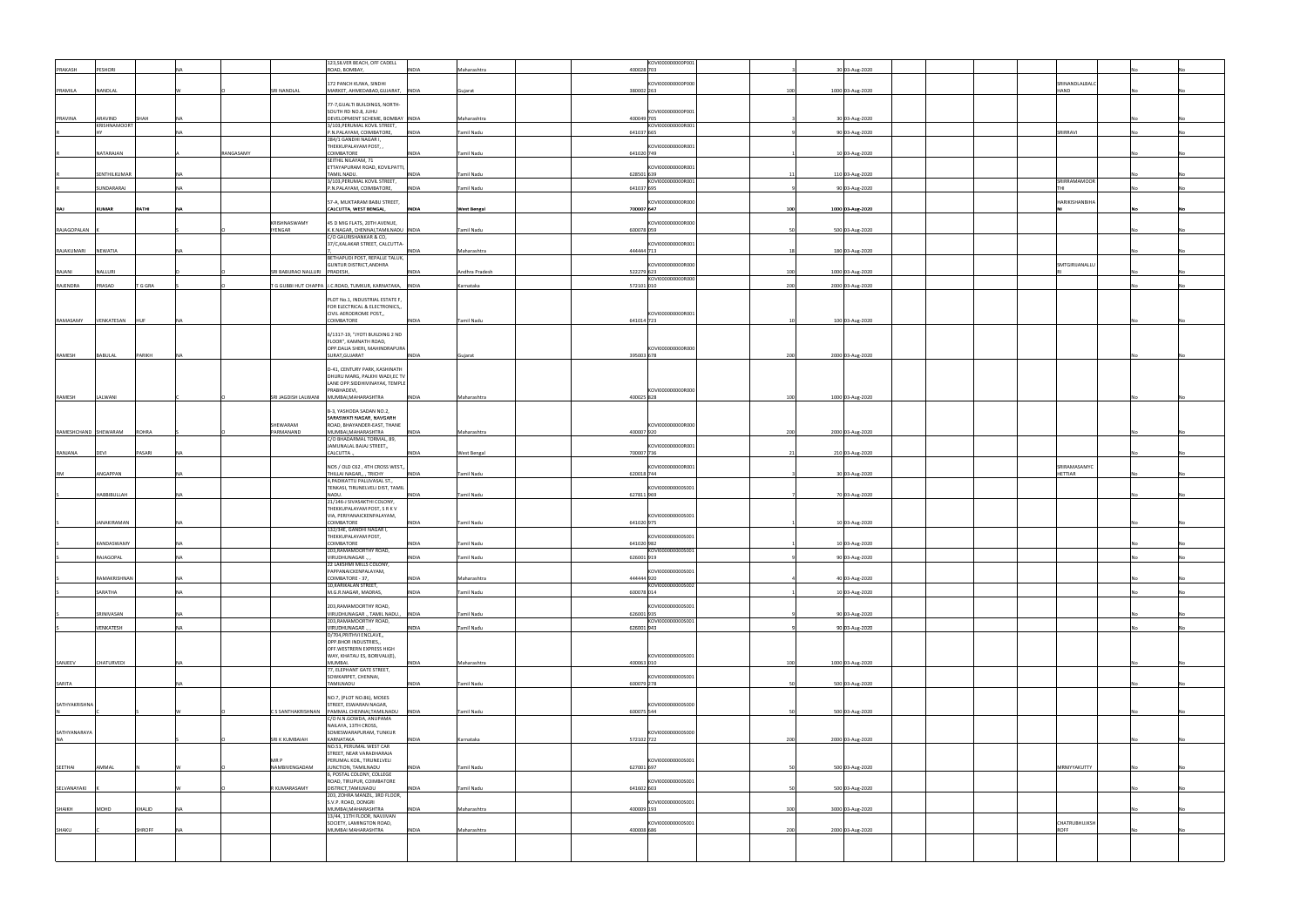| | | | | | | | | | | | | | | | | | | | | | |
|---|---|---|---|---|---|---|---|---|---|---|---|---|---|---|---|---|---|---|---|---|---|
| PRAKASH | PESHORI | | NA | | | 123,SILVER BEACH, OFF CADELL ROAD, BOMBAY, | INDIA | Maharashtra | | 400028 | KOVI000000000P001703 | 3 | 30 | 03-Aug-2020 | | | | | | No | No |
| PRAMILA | NANDLAL | | W | O | SRI NANDLAL | 172 PANCH KUWA, SINDHI MARKET, AHMEDABAD,GUJARAT, | INDIA | Gujarat | | 380002 | KOVI000000000P000263 | 100 | 1000 | 03-Aug-2020 | | | | SRINANDLALBALCHAND | | No | No |
| PRAVINA | ARAVIND | SHAH | NA | | | 77-7,GUALTI BUILDINGS, NORTH-SOUTH RD NO.8, JUHU DEVELOPMENT SCHEME, BOMBAY | INDIA | Maharashtra | | 400049 | KOVI000000000P001705 | 3 | 30 | 03-Aug-2020 | | | | | | No | No |
| R | KRISHNAMOORTHY | | NA | | | 3/103,PERUMAL KOVIL STREET, P.N.PALAYAM, COIMBATORE, | INDIA | Tamil Nadu | | 641037 | KOVI000000000R001665 | 9 | 90 | 03-Aug-2020 | | | | SRIRRAVI | | No | No |
| R | NATARAJAN | | A | RANGASAMY | | 284/1 GANDHI NAGAR I, THEKKUPALAYAM POST, , COIMBATORE | INDIA | Tamil Nadu | | 641020 | KOVI000000000R001749 | 1 | 10 | 03-Aug-2020 | | | | | | No | No |
| R | SENTHILKUMAR | | NA | | | SEITHIL NILAYAM, 71 ETTAYAPURAM ROAD, KOVILPATTI, TAMIL NADU. | INDIA | Tamil Nadu | | 628501 | KOVI000000000R001639 | 11 | 110 | 03-Aug-2020 | | | | | | No | No |
| R | SUNDARARAJ | | NA | | | 3/103,PERUMAL KOVIL STREET, P.N.PALAYAM, COIMBATORE, | INDIA | Tamil Nadu | | 641037 | KOVI000000000R001695 | 9 | 90 | 03-Aug-2020 | | | | SRIRRAMAMOORTHI | | No | No |
| RAJ | KUMAR | RATHI | NA | | | 57-A, MUKTARAM BABU STREET, CALCUTTA, WEST BENGAL, | INDIA | West Bengal | | 700007 | KOVI000000000R000647 | 100 | 1000 | 03-Aug-2020 | | | | HARIKISHANBIHANI | | No | No |
| RAJAGOPALAN | K | | S | O | KRISHNASWAMY IYENGAR | 45 D MIG FLATS, 20TH AVENUE, K.K.NAGAR, CHENNAI,TAMILNADU | INDIA | Tamil Nadu | | 600078 | KOVI000000000R000059 | 50 | 500 | 03-Aug-2020 | | | | | | No | No |
| RAJAKUMARI | NEWATIA | | NA | | | C/O GAURISHANKAR & CO, 37/C,KALAKAR STREET, CALCUTTA-7, | INDIA | Maharashtra | | 444444 | KOVI000000000R001713 | 18 | 180 | 03-Aug-2020 | | | | | | No | No |
| RAJANI | NALLURI | | D | O | SRI BABURAO NALLURI | BETHAPUDI POST, REPALLE TALUK, GUNTUR DISTRICT,ANDHRA PRADESH, | INDIA | Andhra Pradesh | | 522279 | KOVI000000000R000623 | 100 | 1000 | 03-Aug-2020 | | | | SMTGIRIJANALLURI | | No | No |
| RAJENDRA | PRASAD | T G GRA | S | O | T G GUBBI HUT CHAPPA | J.C.ROAD, TUMKUR, KARNATAKA, | INDIA | Karnataka | | 572101 | KOVI000000000R000010 | 200 | 2000 | 03-Aug-2020 | | | | | | No | No |
| RAMASAMY | VENKATESAN | HUF | NA | | | PLOT No.1, INDUSTRIAL ESTATE F, FOR ELECTRICAL & ELECTRONICS,, CIVIL AERODROME POST,, COIMBATORE | INDIA | Tamil Nadu | | 641014 | KOVI000000000R001723 | 10 | 100 | 03-Aug-2020 | | | | | | No | No |
| RAMESH | BABULAL | PARIKH | NA | | | 6/1317-19, "JYOTI BUILDING 2 ND FLOOR", KAMNATH ROAD, OPP.DALIA SHERI, MAHINDRAPURA SURAT,GUJARAT | INDIA | Gujarat | | 395003 | KOVI000000000R000678 | 200 | 2000 | 03-Aug-2020 | | | | | | No | No |
| RAMESH | LALWANI | | C | O | SRI JAGDISH LALWANI | D-41, CENTURY PARK, KASHINATH DHURU MARG, PALKHI WADI,EC TV LANE OPP.SIDDHIVINAYAK, TEMPLE PRABHADEVI, MUMBAI,MAHARASHTRA | INDIA | Maharashtra | | 400025 | KOVI000000000R000828 | 100 | 1000 | 03-Aug-2020 | | | | | | No | No |
| RAMESHCHAND | SHEWARAM | ROHRA | S | O | SHEWARAM PARMANAND | B-3, YASHODA SADAN NO.2, SARASWATI NAGAR, NAVGARH ROAD, BHAYANDER-EAST, THANE MUMBAI,MAHARASHTRA | INDIA | Maharashtra | | 400007 | KOVI000000000R000920 | 200 | 2000 | 03-Aug-2020 | | | | | | No | No |
| RANJANA | DEVI | PASARI | NA | | | C/O BHADARMAL TORMAL, 89, JAMUNALAL BAJAJ STREET,, CALCUTTA ., | INDIA | West Bengal | | 700007 | KOVI000000000R001736 | 21 | 210 | 03-Aug-2020 | | | | | | No | No |
| RM | ANGAPPAN | | NA | | | NO5 / OLD C62 , 4TH CROSS WEST,, THILLAI NAGAR, , TRICHY | INDIA | Tamil Nadu | | 620018 | KOVI000000000R001744 | 3 | 30 | 03-Aug-2020 | | | | SRIRAMASAMYCHETTIAR | | No | No |
| S | HABIBULLAH | | NA | | | 4,PADIKATTU PALLIVASAL ST., TENKASI, TIRUNELVELI DIST, TAMIL NADU. | INDIA | Tamil Nadu | | 627811 | KOVI000000000S001969 | 7 | 70 | 03-Aug-2020 | | | | | | No | No |
| S | JANAKIRAMAN | | NA | | | 21/146-J SIVASAKTHI COLONY, THEKKUPALAYAM POST, S R K V VIA, PERIYANAICKENPALAYAM, COIMBATORE | INDIA | Tamil Nadu | | 641020 | KOVI000000000S001975 | 1 | 10 | 03-Aug-2020 | | | | | | No | No |
| S | KANDASWAMY | | NA | | | 132/34E, GANDHI NAGAR I, THEKKUPALAYAM POST, COIMBATORE | INDIA | Tamil Nadu | | 641020 | KOVI000000000S001982 | 1 | 10 | 03-Aug-2020 | | | | | | No | No |
| S | RAJAGOPAL | | NA | | | 203,RAMAMOORTHY ROAD, VIRUDHUNAGAR , , | INDIA | Tamil Nadu | | 626001 | KOVI000000000S001919 | 9 | 90 | 03-Aug-2020 | | | | | | No | No |
| S | RAMAKRISHNAN | | NA | | | 22 LAKSHMI MILLS COLONY, PAPPANAICKENPALAYAM, COIMBATORE - 37, | INDIA | Maharashtra | | 444444 | KOVI000000000S001920 | 4 | 40 | 03-Aug-2020 | | | | | | No | No |
| S | SARATHA | | NA | | | 10,KARIKALAN STREET, M.G.R.NAGAR, MADRAS, | INDIA | Tamil Nadu | | 600078 | KOVI000000000S002014 | 1 | 10 | 03-Aug-2020 | | | | | | No | No |
| S | SRINIVASAN | | NA | | | 203,RAMAMOORTHY ROAD, VIRUDHUNAGAR , TAMIL NADU , | INDIA | Tamil Nadu | | 626001 | KOVI000000000S001935 | 9 | 90 | 03-Aug-2020 | | | | | | No | No |
| S | VENKATESH | | NA | | | 203,RAMAMOORTHY ROAD, VIRUDHUNAGAR , , | INDIA | Tamil Nadu | | 626001 | KOVI000000000S001943 | 9 | 90 | 03-Aug-2020 | | | | | | No | No |
| SANJEEV | CHATURVEDI | | NA | | | D/704,PRITHVI ENCLAVE,, OPP.BHOR INDUSTRIES,, OFF.WESTRERN EXPRESS HIGH WAY, KHATAU ES, BORIVALI(E), MUMBAI. | INDIA | Maharashtra | | 400063 | KOVI000000000S001010 | 100 | 1000 | 03-Aug-2020 | | | | | | No | No |
| SARITA | | | NA | | | 77, ELEPHANT GATE STREET, SOWKARPET, CHENNAI, TAMILNADU | INDIA | Tamil Nadu | | 600079 | KOVI000000000S001278 | 50 | 500 | 03-Aug-2020 | | | | | | No | No |
| SATHYAKRISHNAN | C | | W | O | C S SANTHAKRISHNAN | NO.7, (PLOT NO.86), MOSES STREET, ESWARAN NAGAR, PAMMAL CHENNAI,TAMILNADU | INDIA | Tamil Nadu | | 600075 | KOVI000000000S000544 | 50 | 500 | 03-Aug-2020 | | | | | | No | No |
| SATHYANARAYANA | | | S | O | SRI K KUMBAIAH | C/O N.N.GOWDA, ANUPAMA NAILAYA, 13TH CROSS, SOMESWARAPURAM, TUMKUR KARNATAKA | INDIA | Karnataka | | 572102 | KOVI000000000S000722 | 200 | 2000 | 03-Aug-2020 | | | | | | No | No |
| SEETHAI | AMMAL | N | W | O | MR P NAMBIVENGADAM | NO.53, PERUMAL WEST CAR STREET, NEAR VARADHARAJA PERUMAL KOIL, TIRUNELVELI JUNCTION, TAMILNADU | INDIA | Tamil Nadu | | 627001 | KOVI000000000S001697 | 50 | 500 | 03-Aug-2020 | | | | MRNIYYAKUTTY | | No | No |
| SELVANAYAKI | K | | W | O | R KUMARASAMY | 6, POSTAL COLONY, COLLEGE ROAD, TIRUPUR, COIMBATORE DISTRICT,TAMILNADU | INDIA | Tamil Nadu | | 641602 | KOVI000000000S001603 | 50 | 500 | 03-Aug-2020 | | | | | | No | No |
| SHAIKH | MOHD | KHALID | NA | | | 203, ZOHRA MANZIL, 3RD FLOOR, S.V.P. ROAD, DONGRI MUMBAI,MAHARASHTRA | INDIA | Maharashtra | | 400009 | KOVI000000000S001193 | 300 | 3000 | 03-Aug-2020 | | | | | | No | No |
| SHAKU | C | SHROFF | NA | | | 13/44, 11TH FLOOR, NAVJIVAN SOCIETY, LAMINGTON ROAD, MUMBAI MAHARASHTRA | INDIA | Maharashtra | | 400008 | KOVI000000000S001686 | 200 | 2000 | 03-Aug-2020 | | | | CHATRUBHUJKSHROFF | | No | No |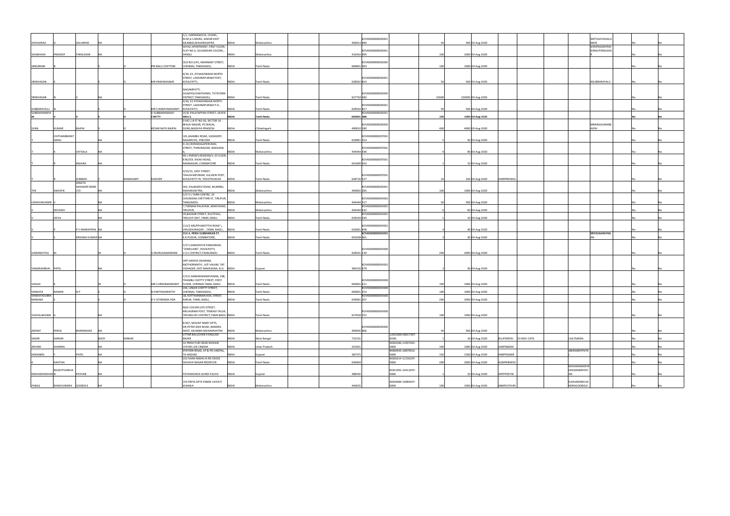| | | | | | | | | | | | | | | | | | | | | | | | |
|---|---|---|---|---|---|---|---|---|---|---|---|---|---|---|---|---|---|---|---|---|---|---|---|
| SHIVAJIRAO | D | SALUNKHE | NA | | | 1/1, HARINANJICHI, CHAWL, M.M.G.S.MARG, DADAR EAST MUMBAI,MAHARASHTRA | INDIA | Maharashtra | | 400014 | KOVI0000000005001090 | | 50 | 500 | 03-Aug-2020 | | | | | SMTVIJAYASSALUNKHE | | No | No |
| SHUBHADA | PRADEEP | TARALEKAR | NA | | | SAYALI APARTMENT, FIRST FLOOR, FLAT NO.3, GULMOHAR COLONY,, SANGLI | INDIA | Maharashtra | | 416416 | KOVI0000000005001095 | | 100 | 1000 | 03-Aug-2020 | | | | | SHRIPRADEEPKRISHNAJITARALEKAR | | No | No |
| SINGARAM | B | | S | O | PM BALU CHETTIAR | OLD NO.5/41, MANNADY STREET, CHENNAI, TAMILNADU, | INDIA | Tamil Nadu | | 600001 | KOVI0000000005000403 | | 100 | 1000 | 03-Aug-2020 | | | | | | | No | No |
| SRINIVASAN | K | | S | O | MR KRISHNASAMY | 6/36, E2, ATHAIKONDAN NORTH STREET, LAKSHMIPURAM POST, KOVILPATTI, | INDIA | Tamil Nadu | | 628502 | KOVI0000000005001819 | | 50 | 500 | 03-Aug-2020 | | | | | NSUBBARAYALU | | No | No |
| SRINIVASAN | N | V | NA | | | NAGAMPATTI, (VIA)PASUVANTHANAI, TUTICORIN DISTRICT,TAMILNADU, | INDIA | Tamil Nadu | | 627718 | KOVI0000000005000560 | | 22600 | 226000 | 03-Aug-2020 | | | | | | | No | No |
| SUBBARAYALU | N | | S | O | MR S NARAYANASAMY | 6/36, E2 ATHAIKONDAN NORTH STREET, LAKSHMIPURAM P.O., KOVILPATTI, | INDIA | Tamil Nadu | | 628502 | KOVI0000000005001817 | | 50 | 500 | 03-Aug-2020 | | | | | | | No | No |
| SUBRAHMANYAM | V | V | S | O | V SUBBARAMAIAH CHETTY | 15/8, PALAYAPPAN STREET, SEVEN WELLS | INDIA | Tamil Nadu | | 600001 | KOVI0000000005001386 | | 100 | 1000 | 03-Aug-2020 | | | | | | | No | No |
| SUNIL | KUMAR | BAJPAI | S | O | KEDAR NATH BAJPAI | D.NO.1.B ST NO:36, SECTOR 10 BHILAI NAGAR, PO BHILAI, DURG,MADHYA PRADESH | INDIA | Chhattisgarh | | 490010 | KOVI0000000005000390 | | 400 | 4000 | 03-Aug-2020 | | | | | MRANILKUMARBAJPAI | | No | No |
| T | CHITHAMBARATHANU | | NA | | | 101,ASAMBU ROAD, VADASERY, NAGARCOIL, PINCODE | INDIA | Tamil Nadu | | 629001 | KOVI0000000007001553 | | 5 | 50 | 03-Aug-2020 | | | | | | | No | No |
| T | | VATSALA | NA | | | D-10,VEERARAGAPERUMAL STREET, THIRUNAGAR, MADURAI-6, | INDIA | Maharashtra | | 444444 | KOVI0000000007001540 | | 9 | 90 | 03-Aug-2020 | | | | | | | No | No |
| T | R | ANJANA | NA | | | 49 L PARSN'S RESIDENCY, III FLOOR, B BLOCK, RAJAJI ROAD, RAMNAGAR, COIMBATORE | INDIA | Tamil Nadu | | 641009 | KOVI0000000007001563 | | 1 | 10 | 03-Aug-2020 | | | | | | | No | No |
| T | R | SUBBIAH | T | RAMASAMY | NAICKER | II/25/21, EAST STREET, THALAVAIPURAM, VILLISERI POST, KOVILPATTI TK, THOOTHUKUDI | INDIA | Tamil Nadu | | 628716 | KOVI0000000007001527 | | 10 | 100 | 03-Aug-2020 | AWRPR9365G | | | | | | No | No |
| THE | SWASTIK | JANATA SAHAKARI BANK LTD | NA | | | 502, KALBADEVI ROAD, MUMBAI, MAHARASHTRA, | INDIA | Maharashtra | | 400002 | KOVI0000000005001285 | | 100 | 1000 | 03-Aug-2020 | | | | | | | No | No |
| UDHAYAKUMAR | V | | NA | | | C/O V L YARN CENTRE, 24 CHICKKENA CHETTIAR ST, TIRUPUR, TAMILNADU | INDIA | Maharashtra | | 444444 | KOVI000000000V001517 | | 50 | 500 | 03-Aug-2020 | | | | | | | No | No |
| V | DEVAKHI | | NA | | | 7,THENAM PALAYAM, MAIN ROAD, TIRUPUR, | INDIA | Maharashtra | | 444444 | KOVI000000000V001632 | | 6 | 60 | 03-Aug-2020 | | | | | | | No | No |
| V | JEEVA | | NA | | | 29,BAZAAR STREET, KULITHALI, TIRUCHY DIST, TAMIL NADU. | INDIA | Tamil Nadu | | 639104 | KOVI000000000V001635 | | 1 | 10 | 03-Aug-2020 | | | | | | | No | No |
| V | P | P V MARIAPPAN | NA | | | 113/2 ARUPPUKKOTTAI ROAD \, VIRUDHUNAGAR ., TAMIL NADU., | INDIA | Tamil Nadu | | 626001 | KOVI000000000V001648 | | 4 | 40 | 03-Aug-2020 | | | | | | | No | No |
| V | S | KRISHNA KUMAR | NA | | | 214-A, PERIA SUBBANNAN ST, K.K.PUDUR, COIMBATORE, | INDIA | Tamil Nadu | | 641038 | KOVI000000000V001661 | | 3 | 30 | 03-Aug-2020 | | | | | SRIVSLNARAYANAN | | No | No |
| VAIRAMUTHU | M | | W | O | G MURUGANANDAM | C/O S.GANAPATHI PANDARAM, "JEWELLERS", KOVILPATTI, V.O.C.DISTRICT,TAMILNADU | INDIA | Tamil Nadu | | 628501 | KOVI000000000V000139 | | 200 | 2000 | 03-Aug-2020 | | | | | | | No | No |
| VANARASIBHAI | PATEL | | NA | | | OPP SANYAS ASHRAM, MOTHORMATH , A/P VALAM, TAT. VISHAGER, DIST MAHESANA, N.G. | INDIA | Gujarat | | 384310 | KOVI000000000V001679 | | 3 | 30 | 03-Aug-2020 | | | | | | | No | No |
| VASUKI | K | | W | O | MR S KRISHNASWAMY | C/O.K.SANKARANARAYANAN, 198, THAMBU CHETTY STREET, FIRST FLOOR, CHENNAI TAMIL NADU | INDIA | Tamil Nadu | | 600001 | KOVI000000000V000611 | | 100 | 1000 | 03-Aug-2020 | | | | | | | No | No |
| VENKATA | RAMAN | N P | S | O | N PARTHASARATHY | 256, LINGHI CHETTY STREET, CHENNAI, TAMILNADU, | INDIA | Tamil Nadu | | 600001 | KOVI000000000V000153 | | 100 | 1000 | 03-Aug-2020 | | | | | | | No | No |
| VENKATASUBRAMANIAM | S | | S | O | D V SITARAMA IYER | 18, KOTTAIANNAN KOIL STREET, KARUR, TAMIL NADU, | INDIA | Tamil Nadu | | 639001 | KOVI000000000V000207 | | 200 | 2000 | 03-Aug-2020 | | | | | | | No | No |
| VIJAYALAKSHMI | A | | NA | | | NGO COLONY,6TH STREET, MELAGRAM POST, TENKASI TALUK, TIRUNELVELI DISTRICT,TAMILNADU | INDIA | Tamil Nadu | | 627818 | KOVI000000000V000252 | | 100 | 1000 | 03-Aug-2020 | | | | | | | No | No |
| ZEENAT | FEROZ | BHANWADIA | NA | | | B-607, MOUNT MARY APTS, DR.PETER DIAS ROAD, BANDRA WEST, MUMBAI MAHARASHTRA | INDIA | Maharashtra | | 400050 | KOVI000000000Z000006 | | 50 | 500 | 03-Aug-2020 | | | | | | | No | No |
| SAMIR | SARKAR | | BIJOY | SARKAR | | UTTAR BALUCHAR 9 ENGLISH BAZAR | INDIA | West Bengal | | 732101 | | 12021800-00017397-KO00 | 1 | 10 | 03-Aug-2020 | BLUPS9959J | 23-NOV-1979 | | LALITSARDA | | | No | No |
| ARVIND | SHARMA | | NA | | | 33 PREM PURI NEAR MOHAN CHITAR LOK CINEMA | INDIA | Uttar Pradesh | | 201001 | | IN300183-13597442-0000 | 100 | 1000 | 03-Aug-2020 | AXRPS8600C | | | | | | No | No |
| HEMABEN | Y | PATEL | NA | | | STATION ROAD, AT & PO-VADTAL, TA-NADIAD. | INDIA | Gujarat | | 387375 | | IN300343-10079312-0000 | 150 | 1500 | 03-Aug-2020 | AKBPP6366R | | | ABHISHEKYPATEL | | | No | No |
| K | KAVITHA | | NA | | | 232 SHAN NIWAS III RD CROSS SHIVAYA NAGAR REDDIYUR | INDIA | Tamil Nadu | | 636004 | | IN300214-12156197-0000 | 200 | 2000 | 03-Aug-2020 | AGMPK8645D | | | | | | No | No |
| MOHADDISKHAN N | | MUKHTYARKHA PATHAN | NA | | | PATHANVADA GUNDI FALIYA | INDIA | Gujarat | | 388450 | | IN301991-10413297-0000 | 1 | 10 | 03-Aug-2020 | ARTPP0974C | | | MOHAMMADFIROZKHANMPATHAN | | | No | No |
| PARAG | RAMCHANDRA | GODBOLE | NA | | | 159 PRIYA APTS PANDE LAYOUT KHAMLA | INDIA | Maharashtra | | 440025 | | IN300484-10084447-0000 | 100 | 1000 | 03-Aug-2020 | ABMPG7919D | | | SUDHARAMCHANDRAGODBOLE | | | No | No |